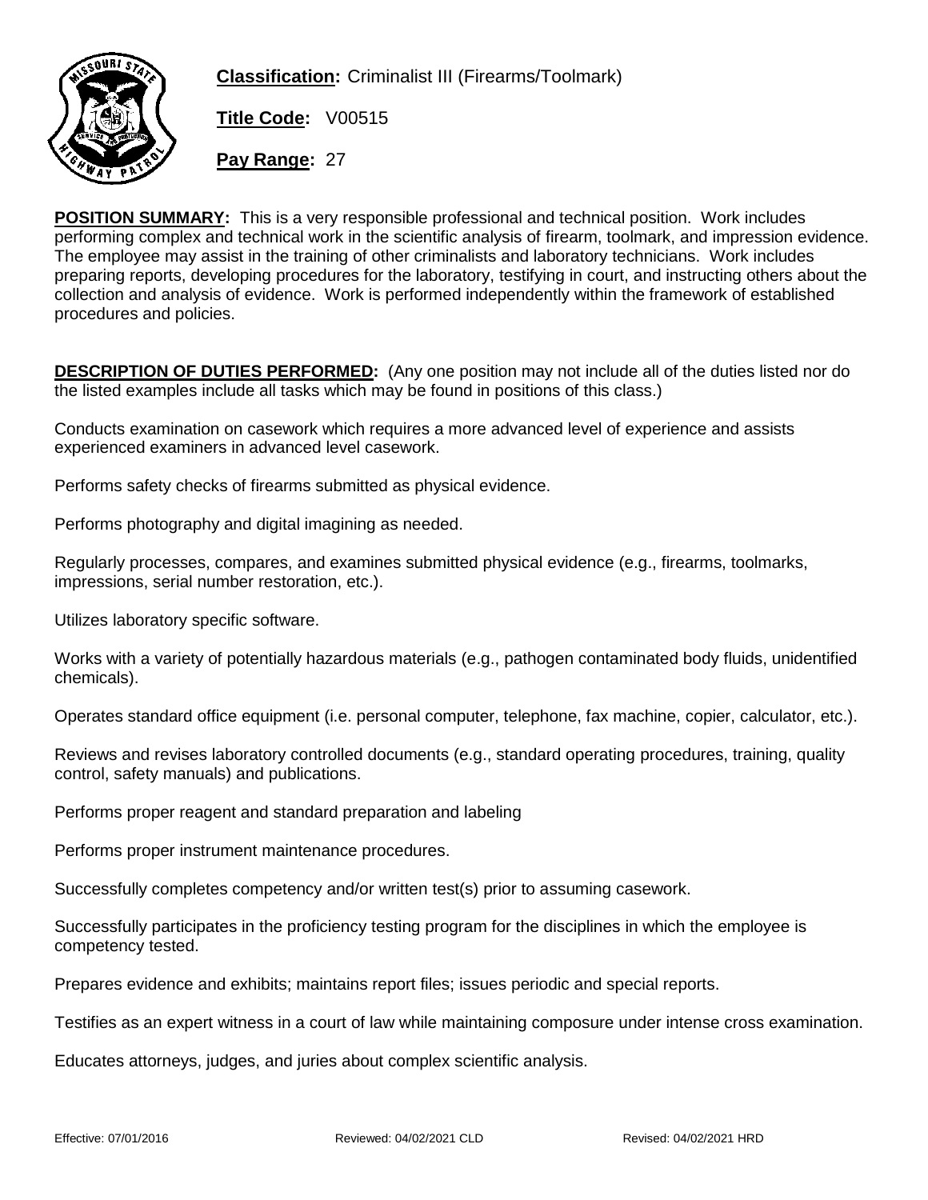**Classification:** Criminalist III (Firearms/Toolmark)

**Title Code:** V00515

**Pay Range:** 27

**POSITION SUMMARY:** This is a very responsible professional and technical position. Work includes performing complex and technical work in the scientific analysis of firearm, toolmark, and impression evidence. The employee may assist in the training of other criminalists and laboratory technicians. Work includes preparing reports, developing procedures for the laboratory, testifying in court, and instructing others about the collection and analysis of evidence. Work is performed independently within the framework of established procedures and policies.

**DESCRIPTION OF DUTIES PERFORMED:** (Any one position may not include all of the duties listed nor do the listed examples include all tasks which may be found in positions of this class.)

Conducts examination on casework which requires a more advanced level of experience and assists experienced examiners in advanced level casework.

Performs safety checks of firearms submitted as physical evidence.

Performs photography and digital imagining as needed.

Regularly processes, compares, and examines submitted physical evidence (e.g., firearms, toolmarks, impressions, serial number restoration, etc.).

Utilizes laboratory specific software.

Works with a variety of potentially hazardous materials (e.g., pathogen contaminated body fluids, unidentified chemicals).

Operates standard office equipment (i.e. personal computer, telephone, fax machine, copier, calculator, etc.).

Reviews and revises laboratory controlled documents (e.g., standard operating procedures, training, quality control, safety manuals) and publications.

Performs proper reagent and standard preparation and labeling

Performs proper instrument maintenance procedures.

Successfully completes competency and/or written test(s) prior to assuming casework.

Successfully participates in the proficiency testing program for the disciplines in which the employee is competency tested.

Prepares evidence and exhibits; maintains report files; issues periodic and special reports.

Testifies as an expert witness in a court of law while maintaining composure under intense cross examination.

Educates attorneys, judges, and juries about complex scientific analysis.

Effective: 07/01/2016 Reviewed: 04/02/2021 CLD Revised: 04/02/2021 HRD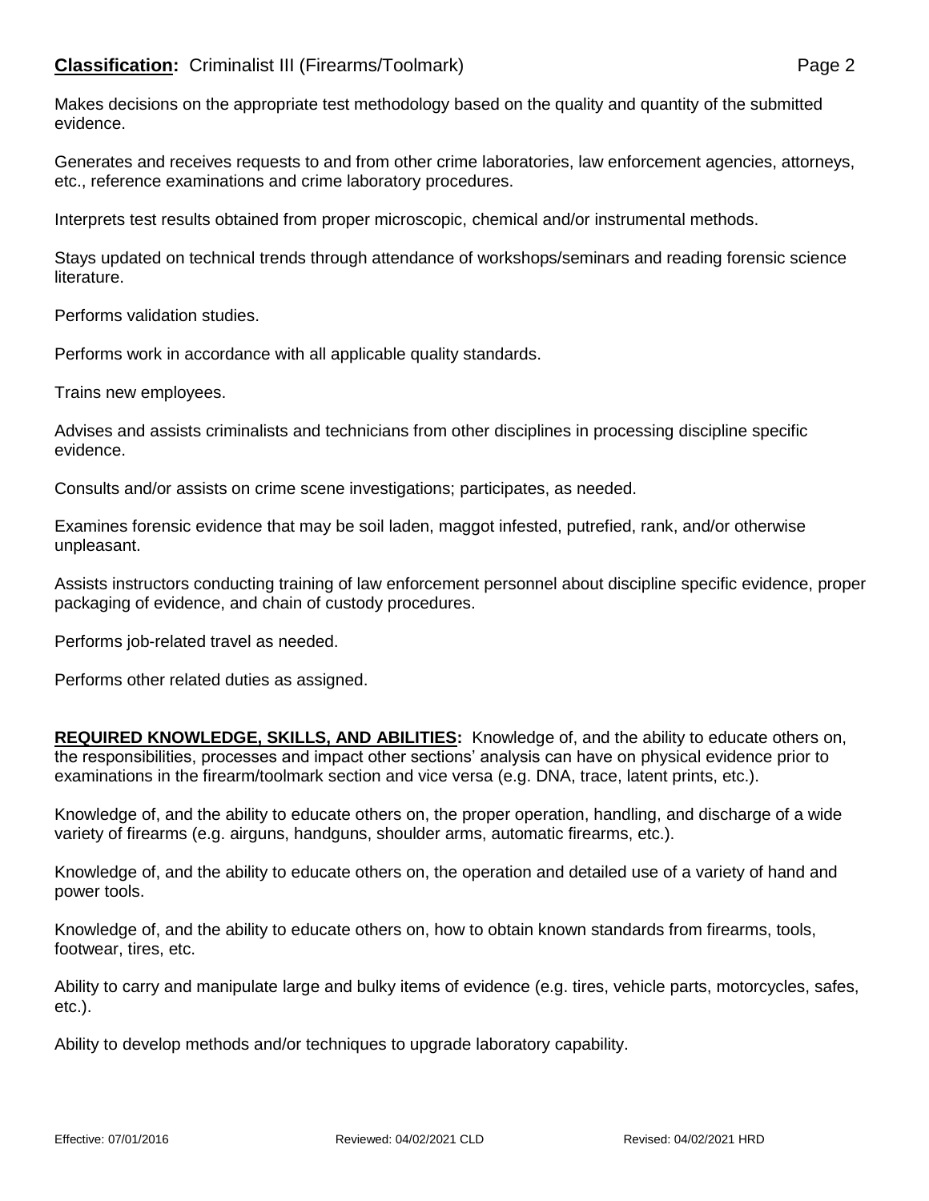Makes decisions on the appropriate test methodology based on the quality and quantity of the submitted evidence.

Generates and receives requests to and from other crime laboratories, law enforcement agencies, attorneys, etc., reference examinations and crime laboratory procedures.

Interprets test results obtained from proper microscopic, chemical and/or instrumental methods.

Stays updated on technical trends through attendance of workshops/seminars and reading forensic science literature.

Performs validation studies.

Performs work in accordance with all applicable quality standards.

Trains new employees.

Advises and assists criminalists and technicians from other disciplines in processing discipline specific evidence.

Consults and/or assists on crime scene investigations; participates, as needed.

Examines forensic evidence that may be soil laden, maggot infested, putrefied, rank, and/or otherwise unpleasant.

Assists instructors conducting training of law enforcement personnel about discipline specific evidence, proper packaging of evidence, and chain of custody procedures.

Performs job-related travel as needed.

Performs other related duties as assigned.

**REQUIRED KNOWLEDGE, SKILLS, AND ABILITIES:** Knowledge of, and the ability to educate others on, the responsibilities, processes and impact other sections' analysis can have on physical evidence prior to examinations in the firearm/toolmark section and vice versa (e.g. DNA, trace, latent prints, etc.).

Knowledge of, and the ability to educate others on, the proper operation, handling, and discharge of a wide variety of firearms (e.g. airguns, handguns, shoulder arms, automatic firearms, etc.).

Knowledge of, and the ability to educate others on, the operation and detailed use of a variety of hand and power tools.

Knowledge of, and the ability to educate others on, how to obtain known standards from firearms, tools, footwear, tires, etc.

Ability to carry and manipulate large and bulky items of evidence (e.g. tires, vehicle parts, motorcycles, safes, etc.).

Ability to develop methods and/or techniques to upgrade laboratory capability.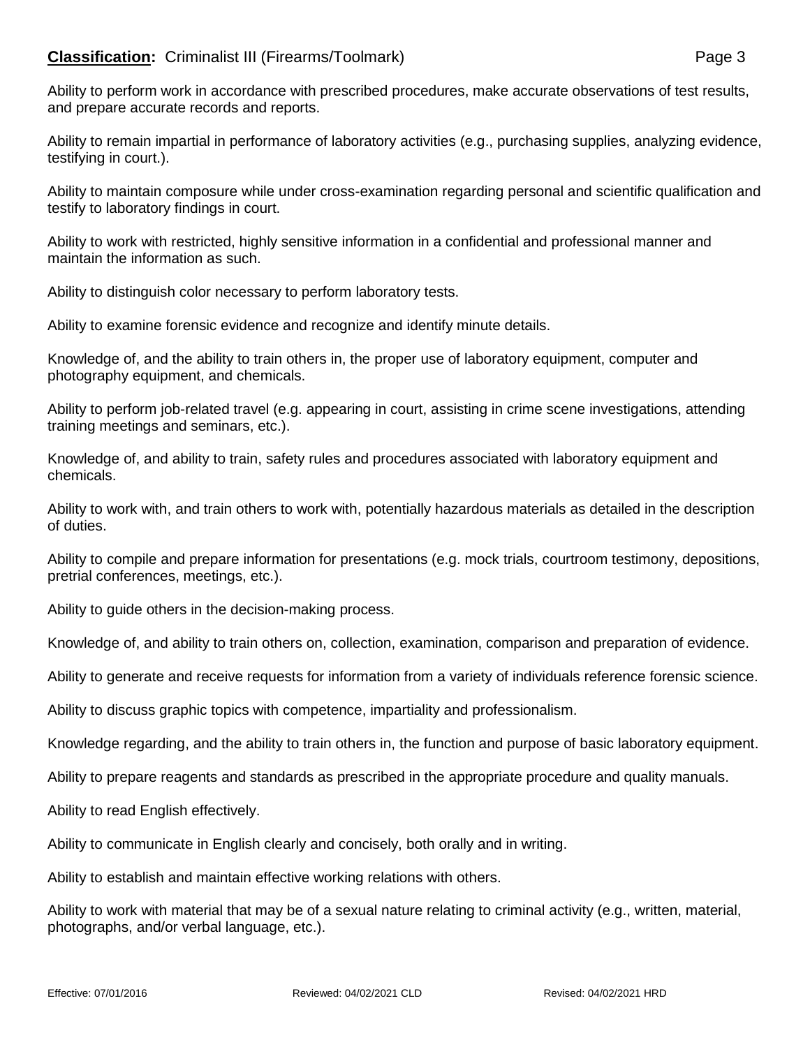Ability to perform work in accordance with prescribed procedures, make accurate observations of test results, and prepare accurate records and reports.

Ability to remain impartial in performance of laboratory activities (e.g., purchasing supplies, analyzing evidence, testifying in court.).

Ability to maintain composure while under cross-examination regarding personal and scientific qualification and testify to laboratory findings in court.

Ability to work with restricted, highly sensitive information in a confidential and professional manner and maintain the information as such.

Ability to distinguish color necessary to perform laboratory tests.

Ability to examine forensic evidence and recognize and identify minute details.

Knowledge of, and the ability to train others in, the proper use of laboratory equipment, computer and photography equipment, and chemicals.

Ability to perform job-related travel (e.g. appearing in court, assisting in crime scene investigations, attending training meetings and seminars, etc.).

Knowledge of, and ability to train, safety rules and procedures associated with laboratory equipment and chemicals.

Ability to work with, and train others to work with, potentially hazardous materials as detailed in the description of duties.

Ability to compile and prepare information for presentations (e.g. mock trials, courtroom testimony, depositions, pretrial conferences, meetings, etc.).

Ability to guide others in the decision-making process.

Knowledge of, and ability to train others on, collection, examination, comparison and preparation of evidence.

Ability to generate and receive requests for information from a variety of individuals reference forensic science.

Ability to discuss graphic topics with competence, impartiality and professionalism.

Knowledge regarding, and the ability to train others in, the function and purpose of basic laboratory equipment.

Ability to prepare reagents and standards as prescribed in the appropriate procedure and quality manuals.

Ability to read English effectively.

Ability to communicate in English clearly and concisely, both orally and in writing.

Ability to establish and maintain effective working relations with others.

Ability to work with material that may be of a sexual nature relating to criminal activity (e.g., written, material, photographs, and/or verbal language, etc.).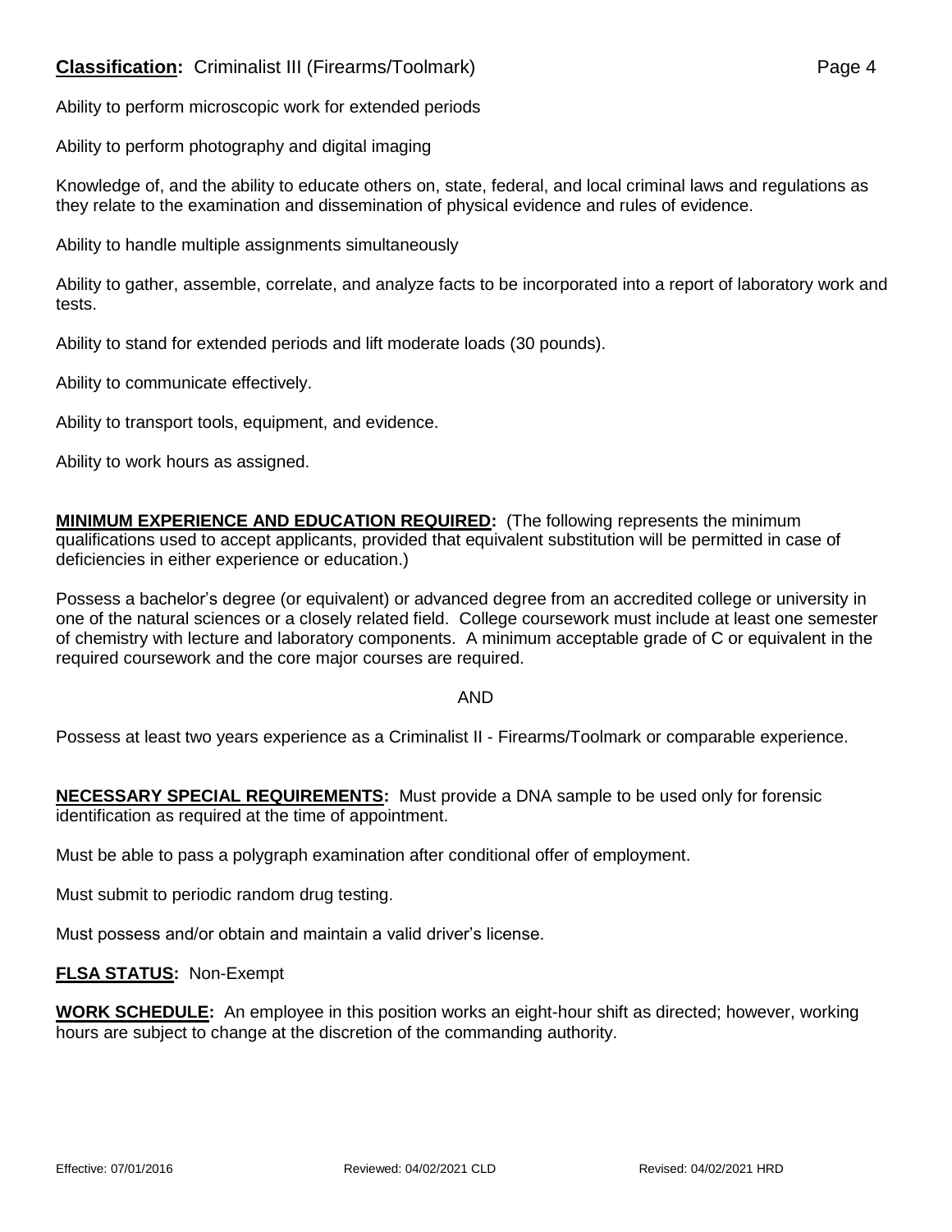Ability to perform microscopic work for extended periods

Ability to perform photography and digital imaging

Knowledge of, and the ability to educate others on, state, federal, and local criminal laws and regulations as they relate to the examination and dissemination of physical evidence and rules of evidence.

Ability to handle multiple assignments simultaneously

Ability to gather, assemble, correlate, and analyze facts to be incorporated into a report of laboratory work and tests.

Ability to stand for extended periods and lift moderate loads (30 pounds).

Ability to communicate effectively.

Ability to transport tools, equipment, and evidence.

Ability to work hours as assigned.

**MINIMUM EXPERIENCE AND EDUCATION REQUIRED:** (The following represents the minimum qualifications used to accept applicants, provided that equivalent substitution will be permitted in case of deficiencies in either experience or education.)

Possess a bachelor's degree (or equivalent) or advanced degree from an accredited college or university in one of the natural sciences or a closely related field. College coursework must include at least one semester of chemistry with lecture and laboratory components. A minimum acceptable grade of C or equivalent in the required coursework and the core major courses are required.

AND

Possess at least two years experience as a Criminalist II - Firearms/Toolmark or comparable experience.

**NECESSARY SPECIAL REQUIREMENTS:** Must provide a DNA sample to be used only for forensic identification as required at the time of appointment.

Must be able to pass a polygraph examination after conditional offer of employment.

Must submit to periodic random drug testing.

Must possess and/or obtain and maintain a valid driver's license.

**FLSA STATUS:** Non-Exempt

**WORK SCHEDULE:** An employee in this position works an eight-hour shift as directed; however, working hours are subject to change at the discretion of the commanding authority.

Effective: 07/01/2016 Reviewed: 04/02/2021 CLD Revised: 04/02/2021 HRD